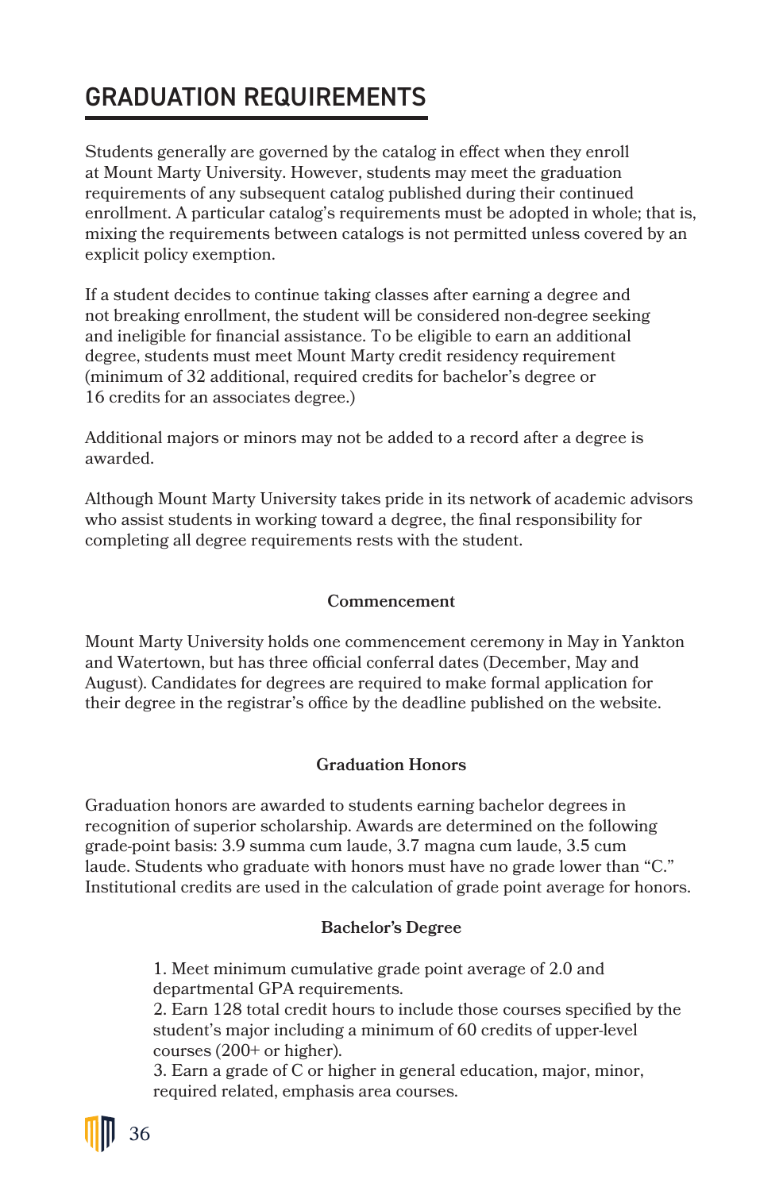# GRADUATION REQUIREMENTS

Students generally are governed by the catalog in effect when they enroll at Mount Marty University. However, students may meet the graduation requirements of any subsequent catalog published during their continued enrollment. A particular catalog's requirements must be adopted in whole; that is, mixing the requirements between catalogs is not permitted unless covered by an explicit policy exemption.

If a student decides to continue taking classes after earning a degree and not breaking enrollment, the student will be considered non-degree seeking and ineligible for financial assistance. To be eligible to earn an additional degree, students must meet Mount Marty credit residency requirement (minimum of 32 additional, required credits for bachelor's degree or 16 credits for an associates degree.)

Additional majors or minors may not be added to a record after a degree is awarded.

Although Mount Marty University takes pride in its network of academic advisors who assist students in working toward a degree, the final responsibility for completing all degree requirements rests with the student.

### Commencement

Mount Marty University holds one commencement ceremony in May in Yankton and Watertown, but has three official conferral dates (December, May and August). Candidates for degrees are required to make formal application for their degree in the registrar's office by the deadline published on the website.

### Graduation Honors

Graduation honors are awarded to students earning bachelor degrees in recognition of superior scholarship. Awards are determined on the following grade-point basis: 3.9 summa cum laude, 3.7 magna cum laude, 3.5 cum laude. Students who graduate with honors must have no grade lower than "C." Institutional credits are used in the calculation of grade point average for honors.

### Bachelor's Degree

1. Meet minimum cumulative grade point average of 2.0 and departmental GPA requirements.
2. Earn 128 total credit hours to include those courses specified by the student's major including a minimum of 60 credits of upper-level courses (200+ or higher).
3. Earn a grade of C or higher in general education, major, minor, required related, emphasis area courses.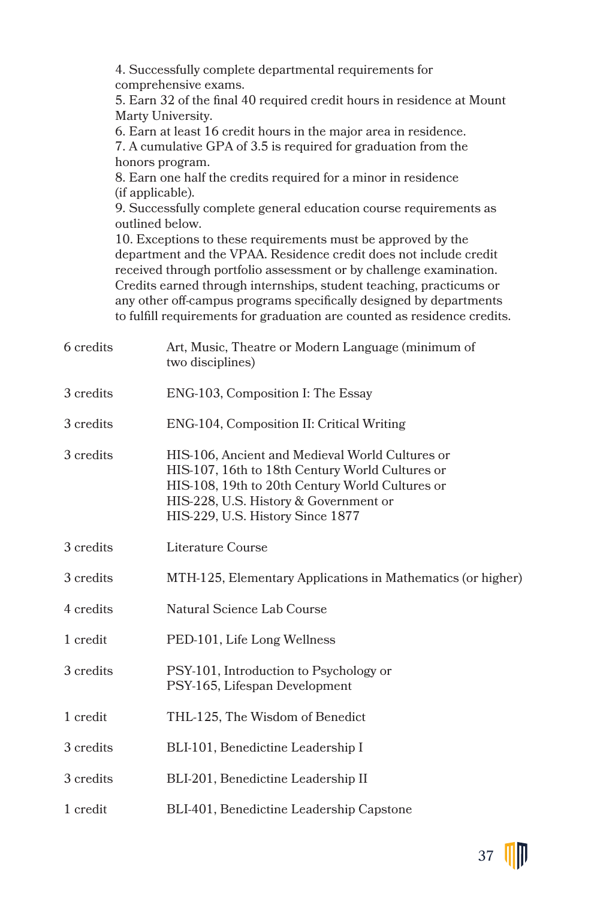4. Successfully complete departmental requirements for comprehensive exams.
5. Earn 32 of the final 40 required credit hours in residence at Mount Marty University.
6. Earn at least 16 credit hours in the major area in residence.
7. A cumulative GPA of 3.5 is required for graduation from the honors program.
8. Earn one half the credits required for a minor in residence (if applicable).
9. Successfully complete general education course requirements as outlined below.
10. Exceptions to these requirements must be approved by the department and the VPAA. Residence credit does not include credit received through portfolio assessment or by challenge examination. Credits earned through internships, student teaching, practicums or any other off-campus programs specifically designed by departments to fulfill requirements for graduation are counted as residence credits.

| | |
|---|---|
| 6 credits | Art, Music, Theatre or Modern Language (minimum of two disciplines) |
| 3 credits | ENG-103, Composition I: The Essay |
| 3 credits | ENG-104, Composition II: Critical Writing |
| 3 credits | HIS-106, Ancient and Medieval World Cultures or<br>HIS-107, 16th to 18th Century World Cultures or<br>HIS-108, 19th to 20th Century World Cultures or<br>HIS-228, U.S. History & Government or<br>HIS-229, U.S. History Since 1877 |
| 3 credits | Literature Course |
| 3 credits | MTH-125, Elementary Applications in Mathematics (or higher) |
| 4 credits | Natural Science Lab Course |
| 1 credit | PED-101, Life Long Wellness |
| 3 credits | PSY-101, Introduction to Psychology or<br>PSY-165, Lifespan Development |
| 1 credit | THL-125, The Wisdom of Benedict |
| 3 credits | BLI-101, Benedictine Leadership I |
| 3 credits | BLI-201, Benedictine Leadership II |
| 1 credit | BLI-401, Benedictine Leadership Capstone |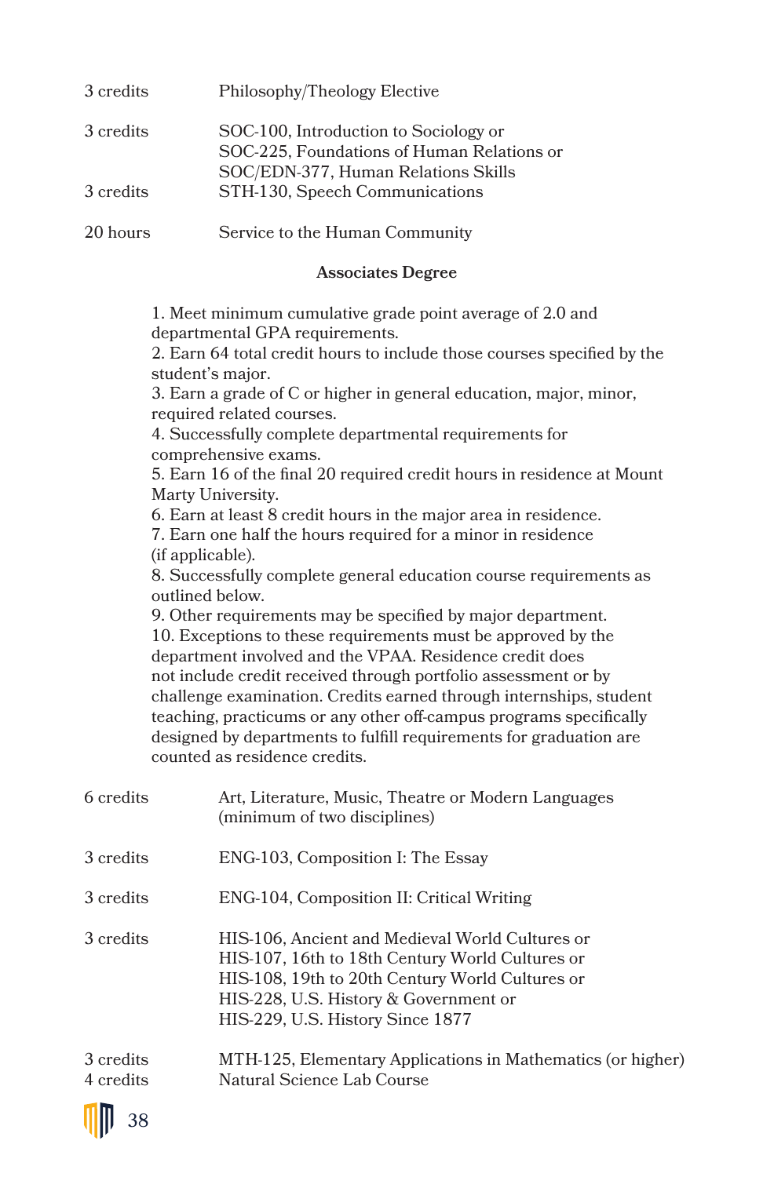| | |
|---|---|
| 3 credits | Philosophy/Theology Elective |
| 3 credits | SOC-100, Introduction to Sociology or<br>SOC-225, Foundations of Human Relations or<br>SOC/EDN-377, Human Relations Skills |
| 3 credits | STH-130, Speech Communications |
| 20 hours | Service to the Human Community |

**Associates Degree**

1. Meet minimum cumulative grade point average of 2.0 and departmental GPA requirements.
2. Earn 64 total credit hours to include those courses specified by the student's major.
3. Earn a grade of C or higher in general education, major, minor, required related courses.
4. Successfully complete departmental requirements for comprehensive exams.
5. Earn 16 of the final 20 required credit hours in residence at Mount Marty University.
6. Earn at least 8 credit hours in the major area in residence.
7. Earn one half the hours required for a minor in residence (if applicable).
8. Successfully complete general education course requirements as outlined below.
9. Other requirements may be specified by major department.
10. Exceptions to these requirements must be approved by the department involved and the VPAA. Residence credit does not include credit received through portfolio assessment or by challenge examination. Credits earned through internships, student teaching, practicums or any other off-campus programs specifically designed by departments to fulfill requirements for graduation are counted as residence credits.

| | |
|---|---|
| 6 credits | Art, Literature, Music, Theatre or Modern Languages (minimum of two disciplines) |
| 3 credits | ENG-103, Composition I: The Essay |
| 3 credits | ENG-104, Composition II: Critical Writing |
| 3 credits | HIS-106, Ancient and Medieval World Cultures or<br>HIS-107, 16th to 18th Century World Cultures or<br>HIS-108, 19th to 20th Century World Cultures or<br>HIS-228, U.S. History & Government or<br>HIS-229, U.S. History Since 1877 |
| 3 credits | MTH-125, Elementary Applications in Mathematics (or higher) |
| 4 credits | Natural Science Lab Course |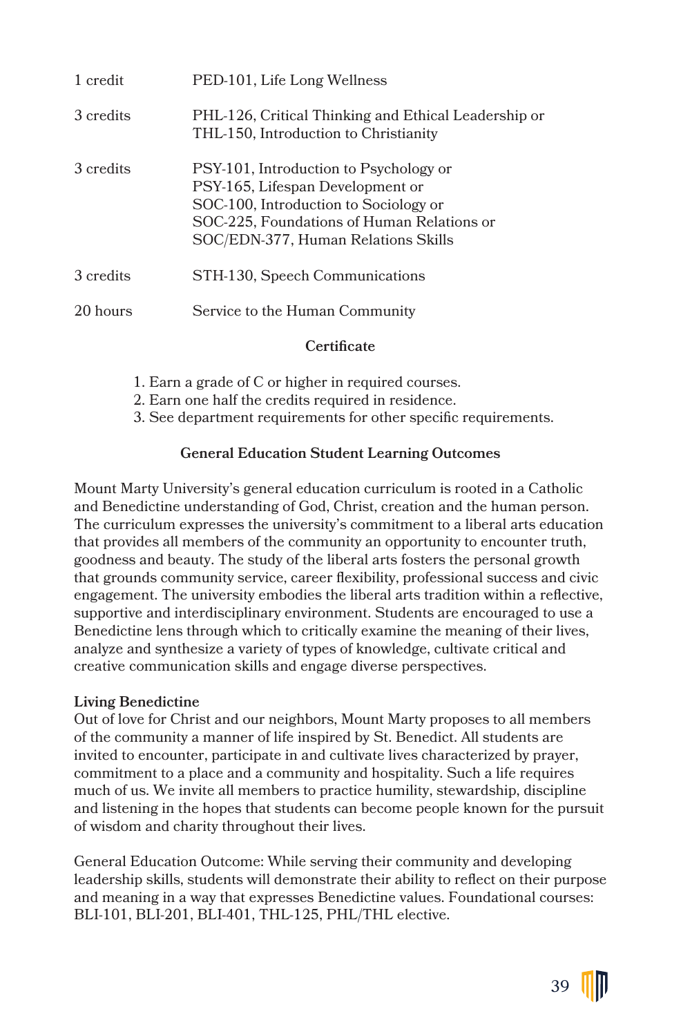| | |
|---|---|
| 1 credit | PED-101, Life Long Wellness |
| 3 credits | PHL-126, Critical Thinking and Ethical Leadership or THL-150, Introduction to Christianity |
| 3 credits | PSY-101, Introduction to Psychology or PSY-165, Lifespan Development or SOC-100, Introduction to Sociology or SOC-225, Foundations of Human Relations or SOC/EDN-377, Human Relations Skills |
| 3 credits | STH-130, Speech Communications |
| 20 hours | Service to the Human Community |

### Certificate

1. Earn a grade of C or higher in required courses.
2. Earn one half the credits required in residence.
3. See department requirements for other specific requirements.

### General Education Student Learning Outcomes

Mount Marty University's general education curriculum is rooted in a Catholic and Benedictine understanding of God, Christ, creation and the human person. The curriculum expresses the university's commitment to a liberal arts education that provides all members of the community an opportunity to encounter truth, goodness and beauty. The study of the liberal arts fosters the personal growth that grounds community service, career flexibility, professional success and civic engagement. The university embodies the liberal arts tradition within a reflective, supportive and interdisciplinary environment. Students are encouraged to use a Benedictine lens through which to critically examine the meaning of their lives, analyze and synthesize a variety of types of knowledge, cultivate critical and creative communication skills and engage diverse perspectives.

**Living Benedictine**
Out of love for Christ and our neighbors, Mount Marty proposes to all members of the community a manner of life inspired by St. Benedict. All students are invited to encounter, participate in and cultivate lives characterized by prayer, commitment to a place and a community and hospitality. Such a life requires much of us. We invite all members to practice humility, stewardship, discipline and listening in the hopes that students can become people known for the pursuit of wisdom and charity throughout their lives.

General Education Outcome: While serving their community and developing leadership skills, students will demonstrate their ability to reflect on their purpose and meaning in a way that expresses Benedictine values. Foundational courses: BLI-101, BLI-201, BLI-401, THL-125, PHL/THL elective.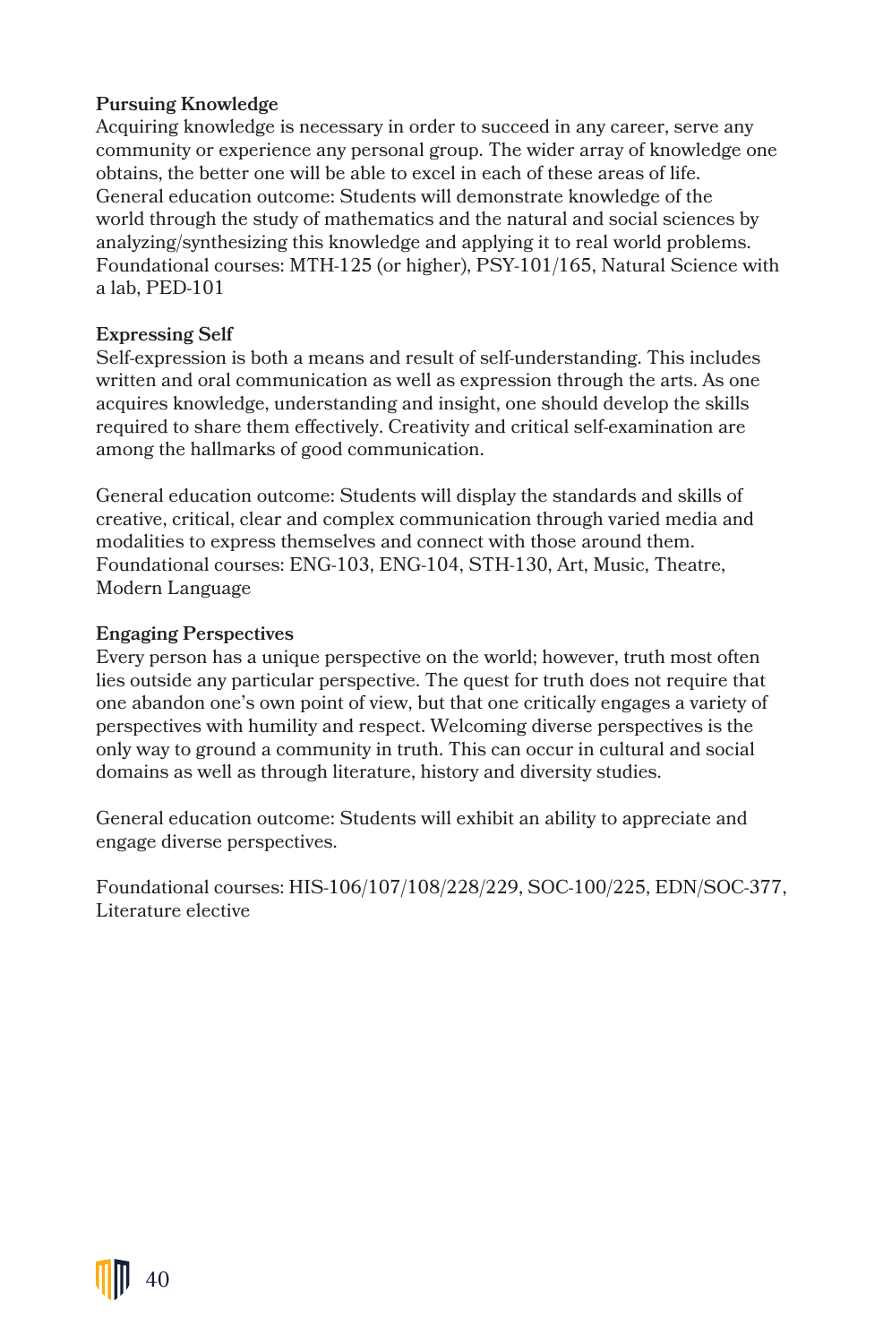**Pursuing Knowledge**
Acquiring knowledge is necessary in order to succeed in any career, serve any community or experience any personal group. The wider array of knowledge one obtains, the better one will be able to excel in each of these areas of life. General education outcome: Students will demonstrate knowledge of the world through the study of mathematics and the natural and social sciences by analyzing/synthesizing this knowledge and applying it to real world problems. Foundational courses: MTH-125 (or higher), PSY-101/165, Natural Science with a lab, PED-101

**Expressing Self**
Self-expression is both a means and result of self-understanding. This includes written and oral communication as well as expression through the arts. As one acquires knowledge, understanding and insight, one should develop the skills required to share them effectively. Creativity and critical self-examination are among the hallmarks of good communication.

General education outcome: Students will display the standards and skills of creative, critical, clear and complex communication through varied media and modalities to express themselves and connect with those around them. Foundational courses: ENG-103, ENG-104, STH-130, Art, Music, Theatre, Modern Language

**Engaging Perspectives**
Every person has a unique perspective on the world; however, truth most often lies outside any particular perspective. The quest for truth does not require that one abandon one's own point of view, but that one critically engages a variety of perspectives with humility and respect. Welcoming diverse perspectives is the only way to ground a community in truth. This can occur in cultural and social domains as well as through literature, history and diversity studies.

General education outcome: Students will exhibit an ability to appreciate and engage diverse perspectives.

Foundational courses: HIS-106/107/108/228/229, SOC-100/225, EDN/SOC-377, Literature elective